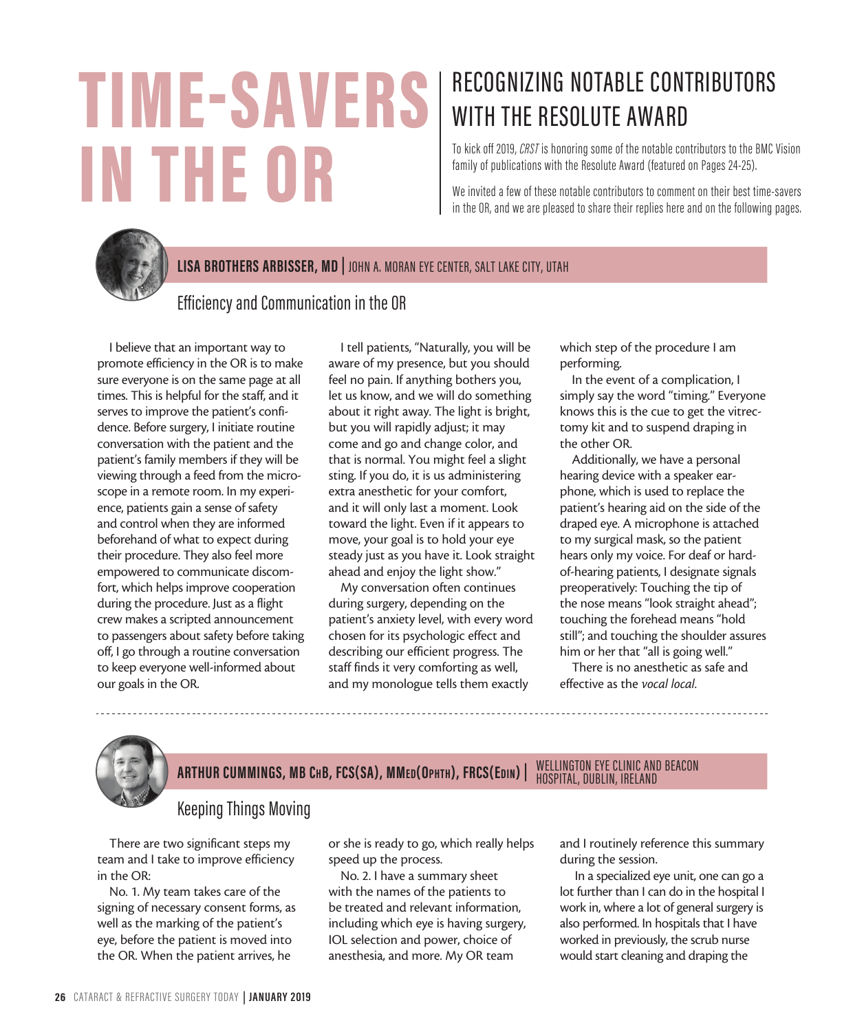# TIME-SAVERS IN THE OR

## RECOGNIZING NOTABLE CONTRIBUTORS WITH THE RESOLUTE AWARD

To kick off 2019, *CRST* is honoring some of the notable contributors to the BMC Vision family of publications with the Resolute Award (featured on Pages 24-25).

We invited a few of these notable contributors to comment on their best time-savers in the OR, and we are pleased to share their replies here and on the following pages.

### LISA BROTHERS ARBISSER, MD | JOHN A. MORAN EYE CENTER, SALT LAKE CITY, UTAH

#### Efficiency and Communication in the OR

I believe that an important way to promote efficiency in the OR is to make sure everyone is on the same page at all times. This is helpful for the staff, and it serves to improve the patient's confidence. Before surgery, I initiate routine conversation with the patient and the patient's family members if they will be viewing through a feed from the microscope in a remote room. In my experience, patients gain a sense of safety and control when they are informed beforehand of what to expect during their procedure. They also feel more empowered to communicate discomfort, which helps improve cooperation during the procedure. Just as a flight crew makes a scripted announcement to passengers about safety before taking off, I go through a routine conversation to keep everyone well-informed about our goals in the OR.

I tell patients, "Naturally, you will be aware of my presence, but you should feel no pain. If anything bothers you, let us know, and we will do something about it right away. The light is bright, but you will rapidly adjust; it may come and go and change color, and that is normal. You might feel a slight sting. If you do, it is us administering extra anesthetic for your comfort, and it will only last a moment. Look toward the light. Even if it appears to move, your goal is to hold your eye steady just as you have it. Look straight ahead and enjoy the light show."

My conversation often continues during surgery, depending on the patient's anxiety level, with every word chosen for its psychologic effect and describing our efficient progress. The staff finds it very comforting as well, and my monologue tells them exactly which step of the procedure I am performing.

In the event of a complication, I simply say the word "timing." Everyone knows this is the cue to get the vitrectomy kit and to suspend draping in the other OR.

Additionally, we have a personal hearing device with a speaker earphone, which is used to replace the patient's hearing aid on the side of the draped eye. A microphone is attached to my surgical mask, so the patient hears only my voice. For deaf or hard-of-hearing patients, I designate signals preoperatively: Touching the tip of the nose means "look straight ahead"; touching the forehead means "hold still"; and touching the shoulder assures him or her that "all is going well."

There is no anesthetic as safe and effective as the *vocal local*.

---

### ARTHUR CUMMINGS, MB ChB, FCS(SA), MMed(Ophth), FRCS(Edin) | WELLINGTON EYE CLINIC AND BEACON HOSPITAL, DUBLIN, IRELAND

#### Keeping Things Moving

There are two significant steps my team and I take to improve efficiency in the OR:

No. 1. My team takes care of the signing of necessary consent forms, as well as the marking of the patient's eye, before the patient is moved into the OR. When the patient arrives, he or she is ready to go, which really helps speed up the process.

No. 2. I have a summary sheet with the names of the patients to be treated and relevant information, including which eye is having surgery, IOL selection and power, choice of anesthesia, and more. My OR team and I routinely reference this summary during the session.

In a specialized eye unit, one can go a lot further than I can do in the hospital I work in, where a lot of general surgery is also performed. In hospitals that I have worked in previously, the scrub nurse would start cleaning and draping the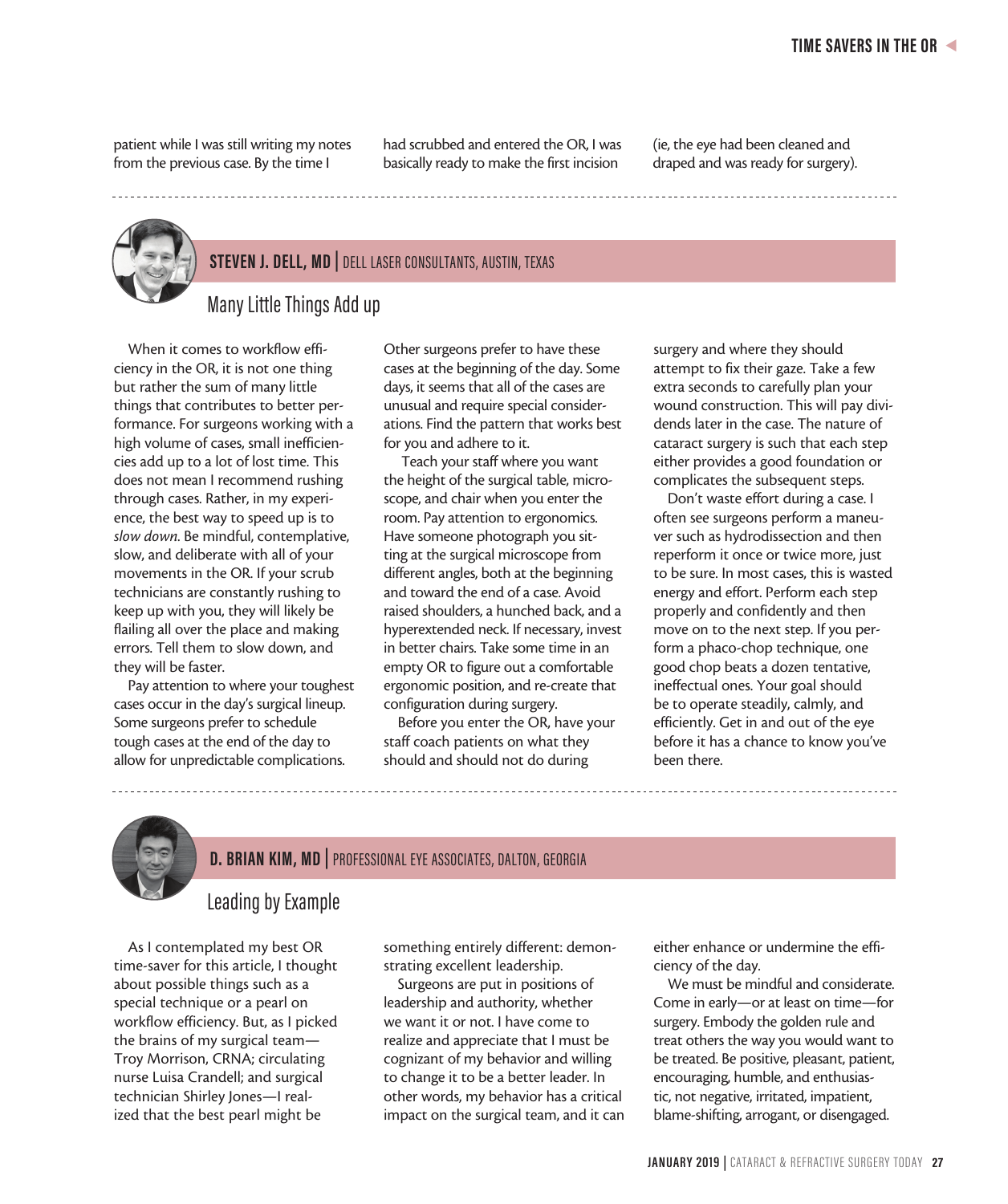patient while I was still writing my notes from the previous case. By the time I had scrubbed and entered the OR, I was basically ready to make the first incision (ie, the eye had been cleaned and draped and was ready for surgery).

---

**STEVEN J. DELL, MD** | DELL LASER CONSULTANTS, AUSTIN, TEXAS

## Many Little Things Add up

When it comes to workflow efficiency in the OR, it is not one thing but rather the sum of many little things that contributes to better performance. For surgeons working with a high volume of cases, small inefficiencies add up to a lot of lost time. This does not mean I recommend rushing through cases. Rather, in my experience, the best way to speed up is to *slow down*. Be mindful, contemplative, slow, and deliberate with all of your movements in the OR. If your scrub technicians are constantly rushing to keep up with you, they will likely be flailing all over the place and making errors. Tell them to slow down, and they will be faster.

Pay attention to where your toughest cases occur in the day's surgical lineup. Some surgeons prefer to schedule tough cases at the end of the day to allow for unpredictable complications. Other surgeons prefer to have these cases at the beginning of the day. Some days, it seems that all of the cases are unusual and require special considerations. Find the pattern that works best for you and adhere to it.

Teach your staff where you want the height of the surgical table, microscope, and chair when you enter the room. Pay attention to ergonomics. Have someone photograph you sitting at the surgical microscope from different angles, both at the beginning and toward the end of a case. Avoid raised shoulders, a hunched back, and a hyperextended neck. If necessary, invest in better chairs. Take some time in an empty OR to figure out a comfortable ergonomic position, and re-create that configuration during surgery.

Before you enter the OR, have your staff coach patients on what they should and should not do during surgery and where they should attempt to fix their gaze. Take a few extra seconds to carefully plan your wound construction. This will pay dividends later in the case. The nature of cataract surgery is such that each step either provides a good foundation or complicates the subsequent steps.

Don't waste effort during a case. I often see surgeons perform a maneuver such as hydrodissection and then reperform it once or twice more, just to be sure. In most cases, this is wasted energy and effort. Perform each step properly and confidently and then move on to the next step. If you perform a phaco-chop technique, one good chop beats a dozen tentative, ineffectual ones. Your goal should be to operate steadily, calmly, and efficiently. Get in and out of the eye before it has a chance to know you've been there.

---

**D. BRIAN KIM, MD** | PROFESSIONAL EYE ASSOCIATES, DALTON, GEORGIA

## Leading by Example

As I contemplated my best OR time-saver for this article, I thought about possible things such as a special technique or a pearl on workflow efficiency. But, as I picked the brains of my surgical team—Troy Morrison, CRNA; circulating nurse Luisa Crandell; and surgical technician Shirley Jones—I realized that the best pearl might be something entirely different: demonstrating excellent leadership.

Surgeons are put in positions of leadership and authority, whether we want it or not. I have come to realize and appreciate that I must be cognizant of my behavior and willing to change it to be a better leader. In other words, my behavior has a critical impact on the surgical team, and it can either enhance or undermine the efficiency of the day.

We must be mindful and considerate. Come in early—or at least on time—for surgery. Embody the golden rule and treat others the way you would want to be treated. Be positive, pleasant, patient, encouraging, humble, and enthusiastic, not negative, irritated, impatient, blame-shifting, arrogant, or disengaged.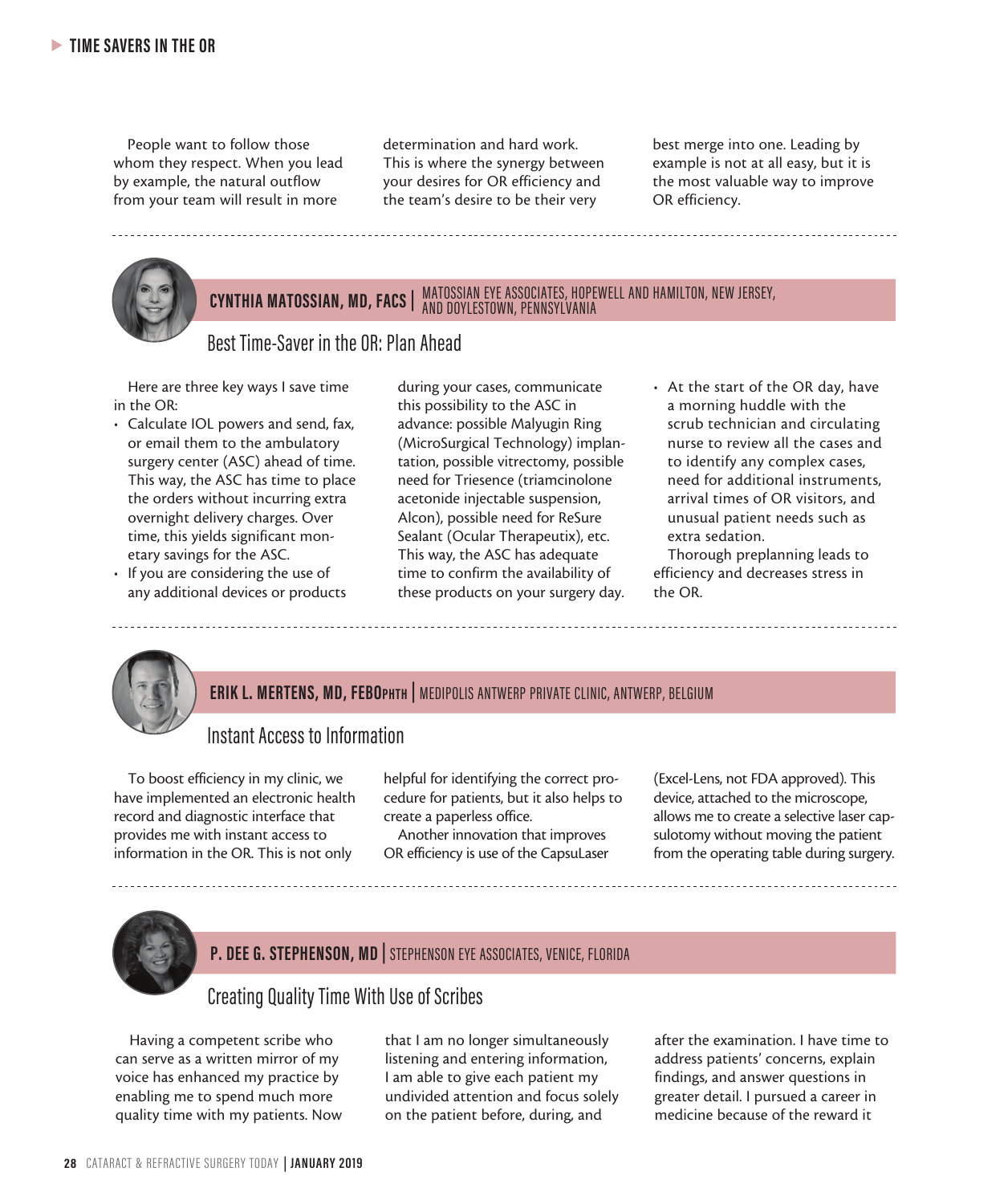People want to follow those whom they respect. When you lead by example, the natural outflow from your team will result in more determination and hard work. This is where the synergy between your desires for OR efficiency and the team's desire to be their very best merge into one. Leading by example is not at all easy, but it is the most valuable way to improve OR efficiency.

---

## CYNTHIA MATOSSIAN, MD, FACS | MATOSSIAN EYE ASSOCIATES, HOPEWELL AND HAMILTON, NEW JERSEY, AND DOYLESTOWN, PENNSYLVANIA

### Best Time-Saver in the OR: Plan Ahead

Here are three key ways I save time in the OR:

- Calculate IOL powers and send, fax, or email them to the ambulatory surgery center (ASC) ahead of time. This way, the ASC has time to place the orders without incurring extra overnight delivery charges. Over time, this yields significant monetary savings for the ASC.
- If you are considering the use of any additional devices or products during your cases, communicate this possibility to the ASC in advance: possible Malyugin Ring (MicroSurgical Technology) implantation, possible vitrectomy, possible need for Triesence (triamcinolone acetonide injectable suspension, Alcon), possible need for ReSure Sealant (Ocular Therapeutix), etc. This way, the ASC has adequate time to confirm the availability of these products on your surgery day.
- At the start of the OR day, have a morning huddle with the scrub technician and circulating nurse to review all the cases and to identify any complex cases, need for additional instruments, arrival times of OR visitors, and unusual patient needs such as extra sedation.

Thorough preplanning leads to efficiency and decreases stress in the OR.

---

## ERIK L. MERTENS, MD, FEBOPHTH | MEDIPOLIS ANTWERP PRIVATE CLINIC, ANTWERP, BELGIUM

### Instant Access to Information

To boost efficiency in my clinic, we have implemented an electronic health record and diagnostic interface that provides me with instant access to information in the OR. This is not only helpful for identifying the correct procedure for patients, but it also helps to create a paperless office.

Another innovation that improves OR efficiency is use of the CapsuLaser (Excel-Lens, not FDA approved). This device, attached to the microscope, allows me to create a selective laser capsulotomy without moving the patient from the operating table during surgery.

---

## P. DEE G. STEPHENSON, MD | STEPHENSON EYE ASSOCIATES, VENICE, FLORIDA

### Creating Quality Time With Use of Scribes

Having a competent scribe who can serve as a written mirror of my voice has enhanced my practice by enabling me to spend much more quality time with my patients. Now that I am no longer simultaneously listening and entering information, I am able to give each patient my undivided attention and focus solely on the patient before, during, and after the examination. I have time to address patients' concerns, explain findings, and answer questions in greater detail. I pursued a career in medicine because of the reward it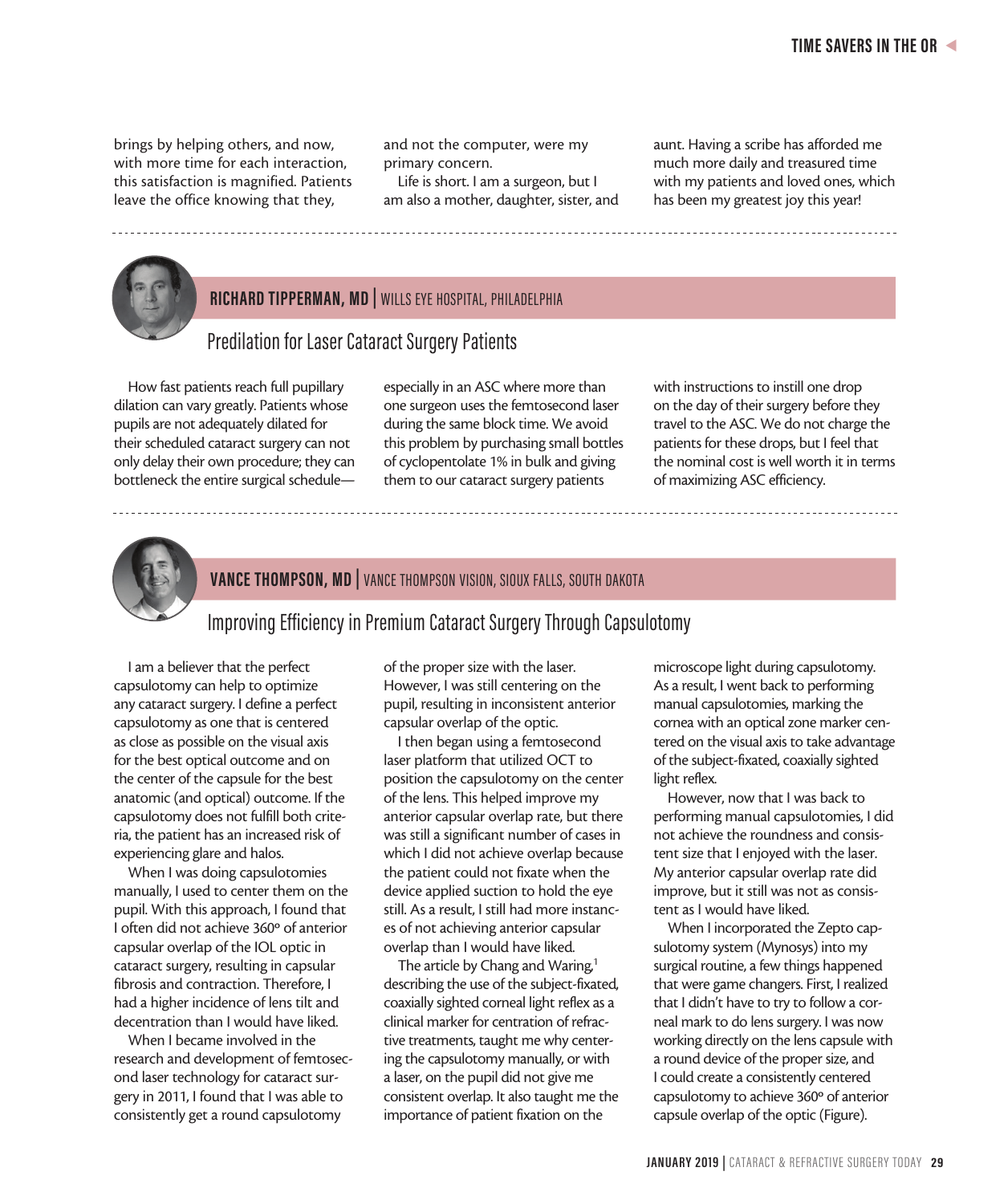brings by helping others, and now, with more time for each interaction, this satisfaction is magnified. Patients leave the office knowing that they, and not the computer, were my primary concern.

Life is short. I am a surgeon, but I am also a mother, daughter, sister, and aunt. Having a scribe has afforded me much more daily and treasured time with my patients and loved ones, which has been my greatest joy this year!

---

## RICHARD TIPPERMAN, MD | WILLS EYE HOSPITAL, PHILADELPHIA

### Predilation for Laser Cataract Surgery Patients

How fast patients reach full pupillary dilation can vary greatly. Patients whose pupils are not adequately dilated for their scheduled cataract surgery can not only delay their own procedure; they can bottleneck the entire surgical schedule—especially in an ASC where more than one surgeon uses the femtosecond laser during the same block time. We avoid this problem by purchasing small bottles of cyclopentolate 1% in bulk and giving them to our cataract surgery patients with instructions to instill one drop on the day of their surgery before they travel to the ASC. We do not charge the patients for these drops, but I feel that the nominal cost is well worth it in terms of maximizing ASC efficiency.

---

## VANCE THOMPSON, MD | VANCE THOMPSON VISION, SIOUX FALLS, SOUTH DAKOTA

### Improving Efficiency in Premium Cataract Surgery Through Capsulotomy

I am a believer that the perfect capsulotomy can help to optimize any cataract surgery. I define a perfect capsulotomy as one that is centered as close as possible on the visual axis for the best optical outcome and on the center of the capsule for the best anatomic (and optical) outcome. If the capsulotomy does not fulfill both criteria, the patient has an increased risk of experiencing glare and halos.

When I was doing capsulotomies manually, I used to center them on the pupil. With this approach, I found that I often did not achieve 360º of anterior capsular overlap of the IOL optic in cataract surgery, resulting in capsular fibrosis and contraction. Therefore, I had a higher incidence of lens tilt and decentration than I would have liked.

When I became involved in the research and development of femtosecond laser technology for cataract surgery in 2011, I found that I was able to consistently get a round capsulotomy of the proper size with the laser. However, I was still centering on the pupil, resulting in inconsistent anterior capsular overlap of the optic.

I then began using a femtosecond laser platform that utilized OCT to position the capsulotomy on the center of the lens. This helped improve my anterior capsular overlap rate, but there was still a significant number of cases in which I did not achieve overlap because the patient could not fixate when the device applied suction to hold the eye still. As a result, I still had more instances of not achieving anterior capsular overlap than I would have liked.

The article by Chang and Waring,[1] describing the use of the subject-fixated, coaxially sighted corneal light reflex as a clinical marker for centration of refractive treatments, taught me why centering the capsulotomy manually, or with a laser, on the pupil did not give me consistent overlap. It also taught me the importance of patient fixation on the microscope light during capsulotomy. As a result, I went back to performing manual capsulotomies, marking the cornea with an optical zone marker centered on the visual axis to take advantage of the subject-fixated, coaxially sighted light reflex.

However, now that I was back to performing manual capsulotomies, I did not achieve the roundness and consistent size that I enjoyed with the laser. My anterior capsular overlap rate did improve, but it still was not as consistent as I would have liked.

When I incorporated the Zepto capsulotomy system (Mynosys) into my surgical routine, a few things happened that were game changers. First, I realized that I didn't have to try to follow a corneal mark to do lens surgery. I was now working directly on the lens capsule with a round device of the proper size, and I could create a consistently centered capsulotomy to achieve 360º of anterior capsule overlap of the optic (Figure).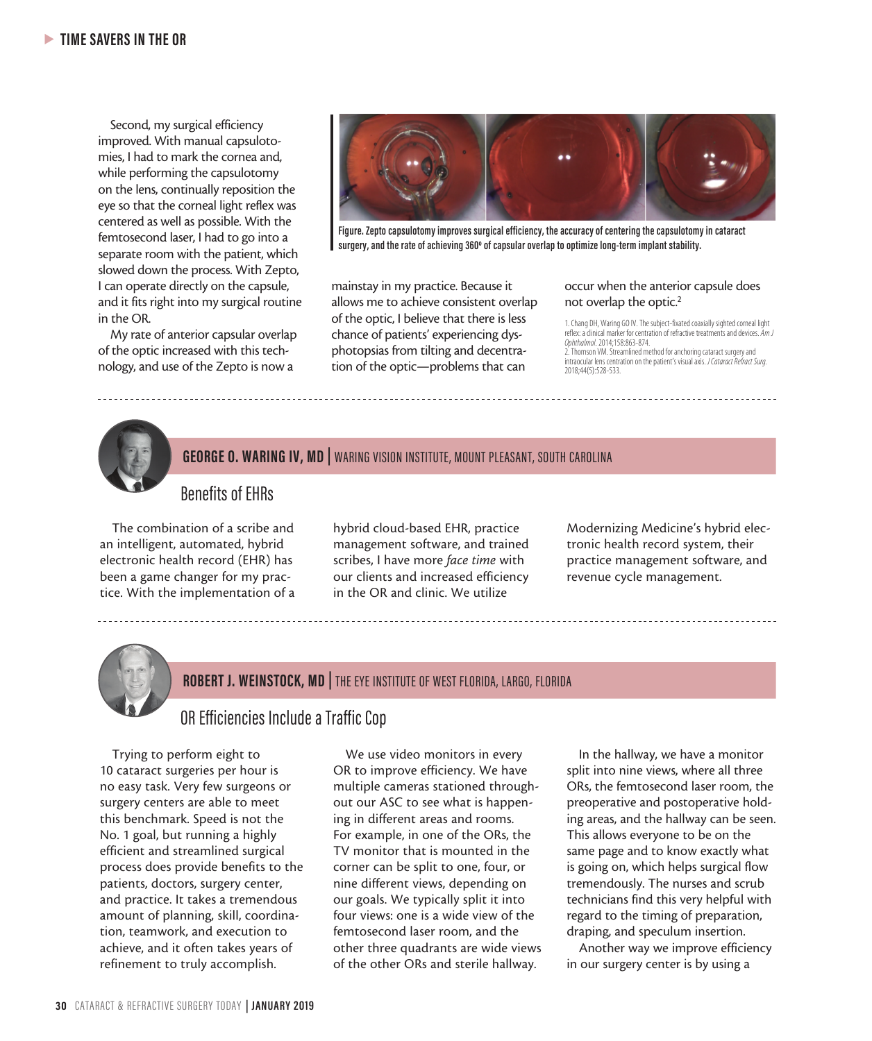Second, my surgical efficiency improved. With manual capsulotomies, I had to mark the cornea and, while performing the capsulotomy on the lens, continually reposition the eye so that the corneal light reflex was centered as well as possible. With the femtosecond laser, I had to go into a separate room with the patient, which slowed down the process. With Zepto, I can operate directly on the capsule, and it fits right into my surgical routine in the OR.

My rate of anterior capsular overlap of the optic increased with this technology, and use of the Zepto is now a mainstay in my practice. Because it allows me to achieve consistent overlap of the optic, I believe that there is less chance of patients' experiencing dysphotopsias from tilting and decentration of the optic—problems that can occur when the anterior capsule does not overlap the optic.[2]

**Figure. Zepto capsulotomy improves surgical efficiency, the accuracy of centering the capsulotomy in cataract surgery, and the rate of achieving 360º of capsular overlap to optimize long-term implant stability.**

1. Chang DH, Waring GO IV. The subject-fixated coaxially sighted corneal light reflex: a clinical marker for centration of refractive treatments and devices. *Am J Ophthalmol*. 2014;158:863-874.
2. Thomson VM. Streamlined method for anchoring cataract surgery and intraocular lens centration on the patient's visual axis. *J Cataract Refract Surg*. 2018;44(5):528-533.

---

## GEORGE O. WARING IV, MD | WARING VISION INSTITUTE, MOUNT PLEASANT, SOUTH CAROLINA

### Benefits of EHRs

The combination of a scribe and an intelligent, automated, hybrid electronic health record (EHR) has been a game changer for my practice. With the implementation of a hybrid cloud-based EHR, practice management software, and trained scribes, I have more *face time* with our clients and increased efficiency in the OR and clinic. We utilize Modernizing Medicine's hybrid electronic health record system, their practice management software, and revenue cycle management.

---

## ROBERT J. WEINSTOCK, MD | THE EYE INSTITUTE OF WEST FLORIDA, LARGO, FLORIDA

### OR Efficiencies Include a Traffic Cop

Trying to perform eight to 10 cataract surgeries per hour is no easy task. Very few surgeons or surgery centers are able to meet this benchmark. Speed is not the No. 1 goal, but running a highly efficient and streamlined surgical process does provide benefits to the patients, doctors, surgery center, and practice. It takes a tremendous amount of planning, skill, coordination, teamwork, and execution to achieve, and it often takes years of refinement to truly accomplish.

We use video monitors in every OR to improve efficiency. We have multiple cameras stationed throughout our ASC to see what is happening in different areas and rooms. For example, in one of the ORs, the TV monitor that is mounted in the corner can be split to one, four, or nine different views, depending on our goals. We typically split it into four views: one is a wide view of the femtosecond laser room, and the other three quadrants are wide views of the other ORs and sterile hallway.

In the hallway, we have a monitor split into nine views, where all three ORs, the femtosecond laser room, the preoperative and postoperative holding areas, and the hallway can be seen. This allows everyone to be on the same page and to know exactly what is going on, which helps surgical flow tremendously. The nurses and scrub technicians find this very helpful with regard to the timing of preparation, draping, and speculum insertion.

Another way we improve efficiency in our surgery center is by using a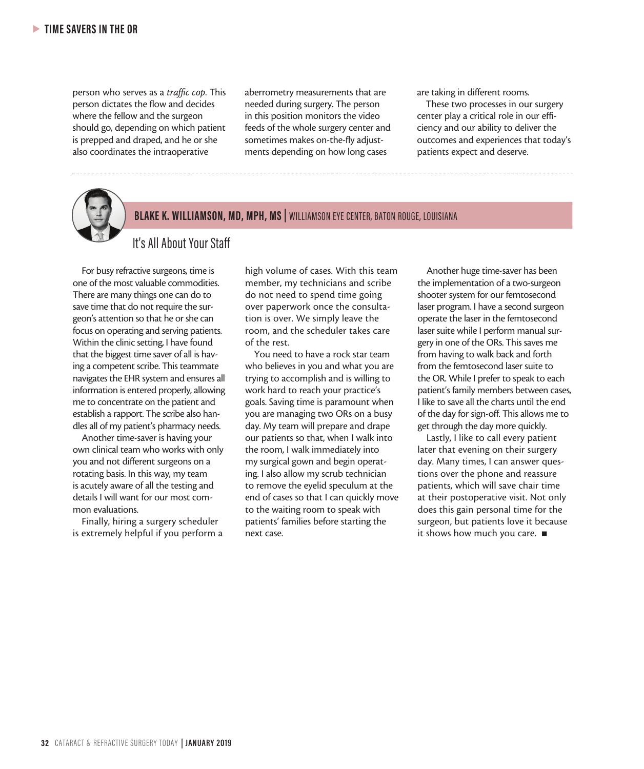person who serves as a *traffic cop*. This person dictates the flow and decides where the fellow and the surgeon should go, depending on which patient is prepped and draped, and he or she also coordinates the intraoperative aberrometry measurements that are needed during surgery. The person in this position monitors the video feeds of the whole surgery center and sometimes makes on-the-fly adjustments depending on how long cases are taking in different rooms.

These two processes in our surgery center play a critical role in our efficiency and our ability to deliver the outcomes and experiences that today's patients expect and deserve.

---

## BLAKE K. WILLIAMSON, MD, MPH, MS | WILLIAMSON EYE CENTER, BATON ROUGE, LOUISIANA

### It's All About Your Staff

For busy refractive surgeons, time is one of the most valuable commodities. There are many things one can do to save time that do not require the surgeon's attention so that he or she can focus on operating and serving patients. Within the clinic setting, I have found that the biggest time saver of all is having a competent scribe. This teammate navigates the EHR system and ensures all information is entered properly, allowing me to concentrate on the patient and establish a rapport. The scribe also handles all of my patient's pharmacy needs.

Another time-saver is having your own clinical team who works with only you and not different surgeons on a rotating basis. In this way, my team is acutely aware of all the testing and details I will want for our most common evaluations.

Finally, hiring a surgery scheduler is extremely helpful if you perform a high volume of cases. With this team member, my technicians and scribe do not need to spend time going over paperwork once the consultation is over. We simply leave the room, and the scheduler takes care of the rest.

You need to have a rock star team who believes in you and what you are trying to accomplish and is willing to work hard to reach your practice's goals. Saving time is paramount when you are managing two ORs on a busy day. My team will prepare and drape our patients so that, when I walk into the room, I walk immediately into my surgical gown and begin operating. I also allow my scrub technician to remove the eyelid speculum at the end of cases so that I can quickly move to the waiting room to speak with patients' families before starting the next case.

Another huge time-saver has been the implementation of a two-surgeon shooter system for our femtosecond laser program. I have a second surgeon operate the laser in the femtosecond laser suite while I perform manual surgery in one of the ORs. This saves me from having to walk back and forth from the femtosecond laser suite to the OR. While I prefer to speak to each patient's family members between cases, I like to save all the charts until the end of the day for sign-off. This allows me to get through the day more quickly.

Lastly, I like to call every patient later that evening on their surgery day. Many times, I can answer questions over the phone and reassure patients, which will save chair time at their postoperative visit. Not only does this gain personal time for the surgeon, but patients love it because it shows how much you care. ■